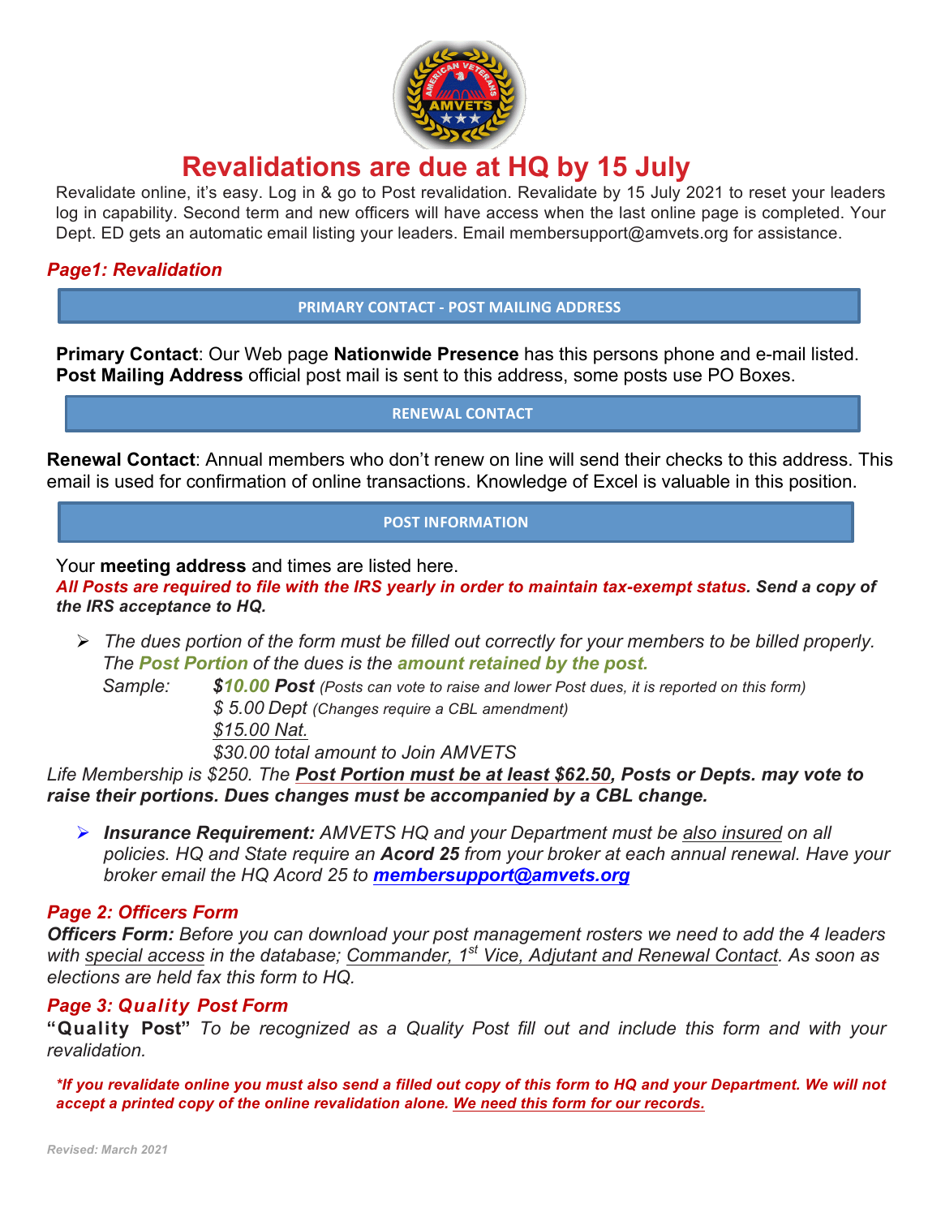# Revalidations are due at HQ by 15 July

Revalidate online, it's easy. Log in & go to Post revalidation. Revalidate by 15 July 2021 to reset your leaders log in capability. Second term and new officers will have access when the last online page is completed. Your Dept. ED gets an automatic email listing your leaders. Email membersupport@amvets.org for assistance.

## *Page1: Revalidation*

### PRIMARY CONTACT - POST MAILING ADDRESS

**Primary Contact**: Our Web page **Nationwide Presence** has this persons phone and e-mail listed. **Post Mailing Address** official post mail is sent to this address, some posts use PO Boxes.

### RENEWAL CONTACT

**Renewal Contact**: Annual members who don't renew on line will send their checks to this address. This email is used for confirmation of online transactions. Knowledge of Excel is valuable in this position.

### POST INFORMATION

Your **meeting address** and times are listed here.
***All Posts are required to file with the IRS yearly in order to maintain tax-exempt status. Send a copy of the IRS acceptance to HQ.***

- *The dues portion of the form must be filled out correctly for your members to be billed properly. The **Post Portion** of the dues is the **amount retained by the post.***
  *Sample:* ***$10.00 Post*** *(Posts can vote to raise and lower Post dues, it is reported on this form)*
  *$ 5.00 Dept (Changes require a CBL amendment)*
  *$15.00 Nat.*
  *$30.00 total amount to Join AMVETS*

*Life Membership is $250. The* ***Post Portion must be at least $62.50, Posts or Depts. may vote to raise their portions. Dues changes must be accompanied by a CBL change.***

- ***Insurance Requirement:*** *AMVETS HQ and your Department must be also insured on all policies. HQ and State require an **Acord 25** from your broker at each annual renewal. Have your broker email the HQ Acord 25 to **membersupport@amvets.org***

## *Page 2: Officers Form*

***Officers Form:*** *Before you can download your post management rosters we need to add the 4 leaders with special access in the database; Commander, 1st Vice, Adjutant and Renewal Contact. As soon as elections are held fax this form to HQ.*

## *Page 3: Quality Post Form*

**"Quality Post"** *To be recognized as a Quality Post fill out and include this form and with your revalidation.*

***\*If you revalidate online you must also send a filled out copy of this form to HQ and your Department. We will not accept a printed copy of the online revalidation alone. We need this form for our records.***

*Revised: March 2021*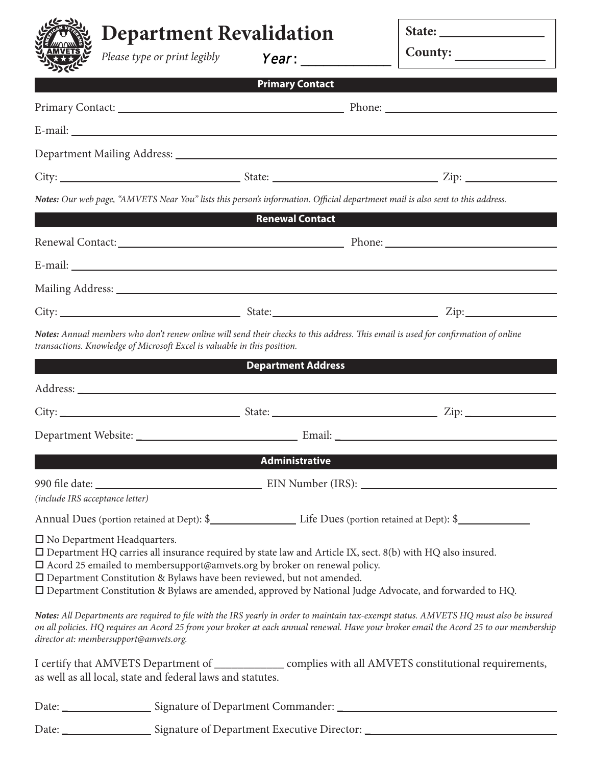# Department Revalidation

*Please type or print legibly*

Year: ____________

**State:** ____________

**County:** ____________

## Primary Contact

Primary Contact: ______________________ Phone: ______________________

E-mail: ______________________________________________

Department Mailing Address: ______________________________________________

City: ____________ State: ____________ Zip: ____________

***Notes:*** *Our web page, "AMVETS Near You" lists this person's information. Official department mail is also sent to this address.*

## Renewal Contact

Renewal Contact: ______________________ Phone: ______________________

E-mail: ______________________________________________

Mailing Address: ______________________________________________

City: ____________ State: ____________ Zip: ____________

***Notes:*** *Annual members who don't renew online will send their checks to this address. This email is used for confirmation of online transactions. Knowledge of Microsoft Excel is valuable in this position.*

## Department Address

Address: ______________________________________________

City: ____________ State: ____________ Zip: ____________

Department Website: ______________________ Email: ______________________

## Administrative

990 file date: ______________________ EIN Number (IRS): ______________________

*(include IRS acceptance letter)*

Annual Dues (portion retained at Dept): $____________ Life Dues (portion retained at Dept): $____________

- ☐ No Department Headquarters.
- ☐ Department HQ carries all insurance required by state law and Article IX, sect. 8(b) with HQ also insured.
- ☐ Acord 25 emailed to membersupport@amvets.org by broker on renewal policy.
- ☐ Department Constitution & Bylaws have been reviewed, but not amended.
- ☐ Department Constitution & Bylaws are amended, approved by National Judge Advocate, and forwarded to HQ.

***Notes:*** *All Departments are required to file with the IRS yearly in order to maintain tax-exempt status. AMVETS HQ must also be insured on all policies. HQ requires an Acord 25 from your broker at each annual renewal. Have your broker email the Acord 25 to our membership director at: membersupport@amvets.org.*

I certify that AMVETS Department of ____________ complies with all AMVETS constitutional requirements, as well as all local, state and federal laws and statutes.

Date: ____________ Signature of Department Commander: ______________________

Date: ____________ Signature of Department Executive Director: ______________________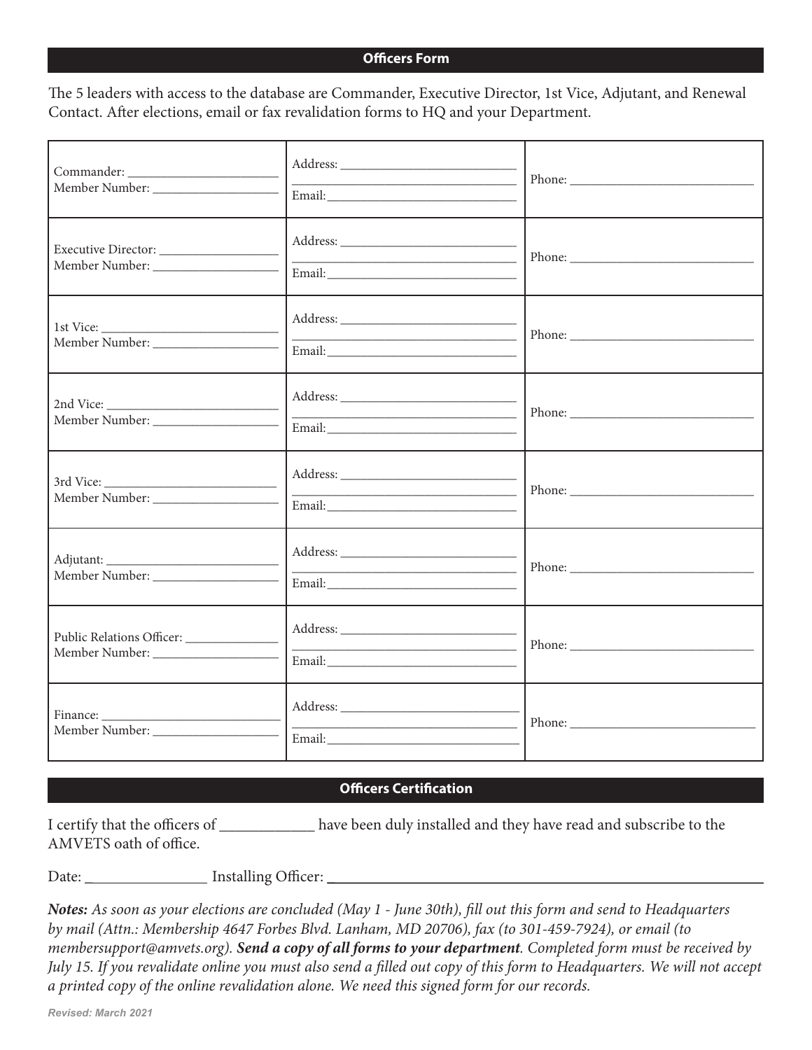## Officers Form

The 5 leaders with access to the database are Commander, Executive Director, 1st Vice, Adjutant, and Renewal Contact. After elections, email or fax revalidation forms to HQ and your Department.

| | | |
|---|---|---|
| Commander: ______________________<br>Member Number: ___________________ | Address: ___________________________<br>_________________________________<br>Email: _____________________________ | Phone: ____________________________ |
| Executive Director: __________________<br>Member Number: ___________________ | Address: ___________________________<br>_________________________________<br>Email: _____________________________ | Phone: ____________________________ |
| 1st Vice: ___________________________<br>Member Number: ___________________ | Address: ___________________________<br>_________________________________<br>Email: _____________________________ | Phone: ____________________________ |
| 2nd Vice: __________________________<br>Member Number: ___________________ | Address: ___________________________<br>_________________________________<br>Email: _____________________________ | Phone: ____________________________ |
| 3rd Vice: __________________________<br>Member Number: ___________________ | Address: ___________________________<br>_________________________________<br>Email: _____________________________ | Phone: ____________________________ |
| Adjutant: ___________________________<br>Member Number: ___________________ | Address: ___________________________<br>_________________________________<br>Email: _____________________________ | Phone: ____________________________ |
| Public Relations Officer: ______________<br>Member Number: ___________________ | Address: ___________________________<br>_________________________________<br>Email: _____________________________ | Phone: ____________________________ |
| Finance: ____________________________<br>Member Number: ___________________ | Address: ___________________________<br>_________________________________<br>Email: _____________________________ | Phone: ____________________________ |

## Officers Certification

I certify that the officers of ____________ have been duly installed and they have read and subscribe to the AMVETS oath of office.

Date: ________________ Installing Officer: ____________________________________________

***Notes:*** *As soon as your elections are concluded (May 1 - June 30th), fill out this form and send to Headquarters by mail (Attn.: Membership 4647 Forbes Blvd. Lanham, MD 20706), fax (to 301-459-7924), or email (to membersupport@amvets.org).* ***Send a copy of all forms to your department****. Completed form must be received by July 15. If you revalidate online you must also send a filled out copy of this form to Headquarters. We will not accept a printed copy of the online revalidation alone. We need this signed form for our records.*

*Revised: March 2021*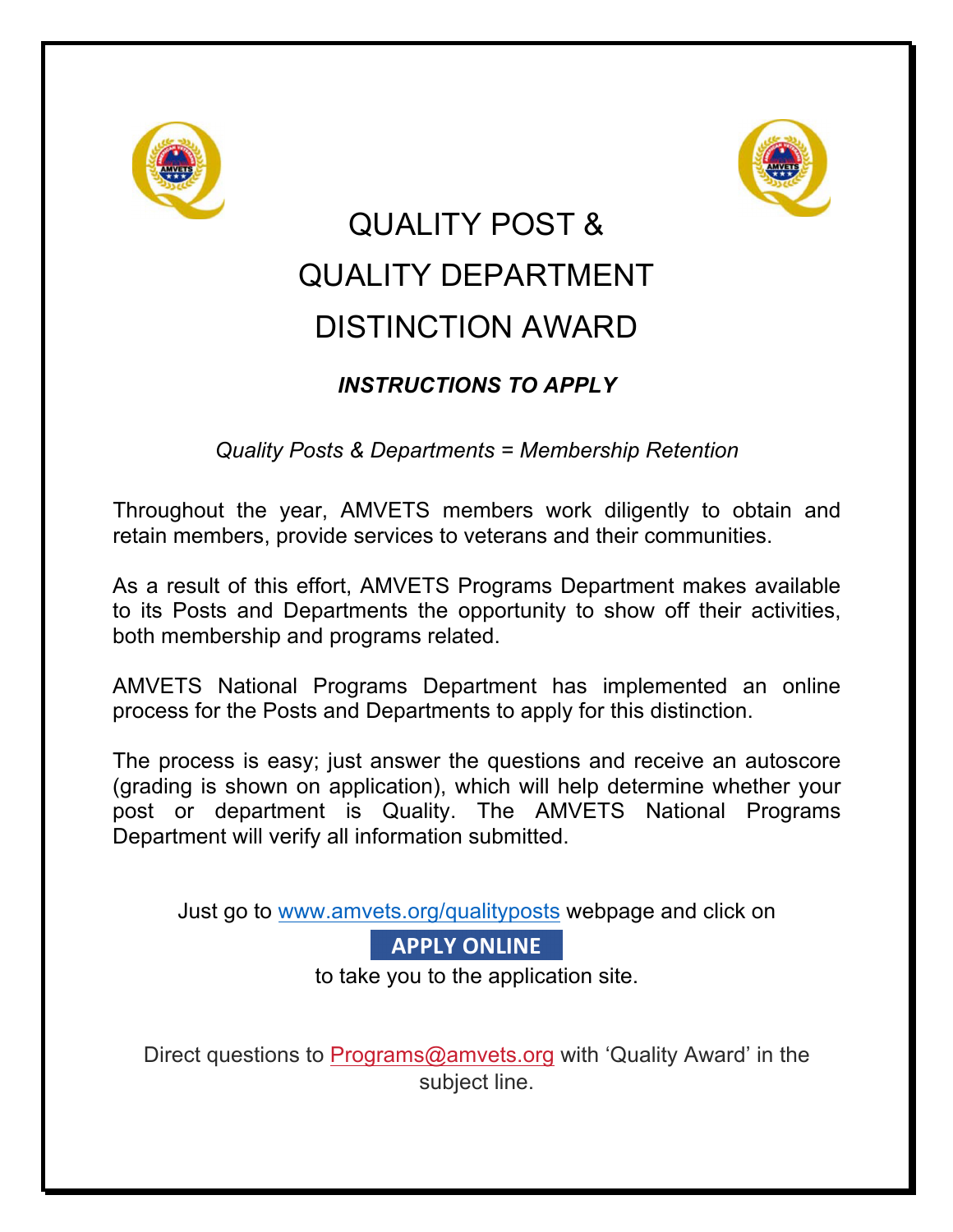# QUALITY POST &
# QUALITY DEPARTMENT
# DISTINCTION AWARD

***INSTRUCTIONS TO APPLY***

*Quality Posts & Departments = Membership Retention*

Throughout the year, AMVETS members work diligently to obtain and retain members, provide services to veterans and their communities.

As a result of this effort, AMVETS Programs Department makes available to its Posts and Departments the opportunity to show off their activities, both membership and programs related.

AMVETS National Programs Department has implemented an online process for the Posts and Departments to apply for this distinction.

The process is easy; just answer the questions and receive an autoscore (grading is shown on application), which will help determine whether your post or department is Quality. The AMVETS National Programs Department will verify all information submitted.

Just go to www.amvets.org/qualityposts webpage and click on

**APPLY ONLINE**

to take you to the application site.

Direct questions to Programs@amvets.org with 'Quality Award' in the subject line.